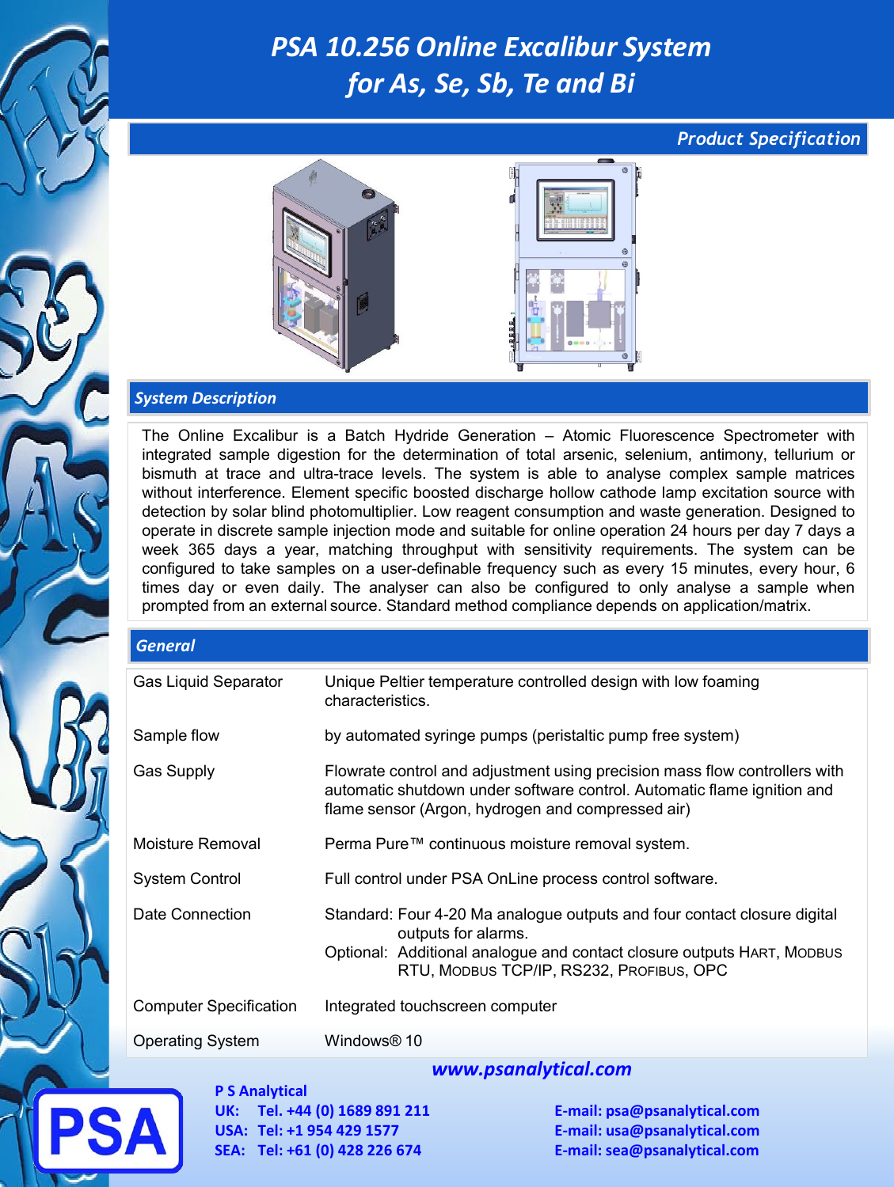# PSA 10.256 Online Excalibur System for As, Se, Sb, Te and Bi

## Product Specification

## System Description

The Online Excalibur is a Batch Hydride Generation – Atomic Fluorescence Spectrometer with integrated sample digestion for the determination of total arsenic, selenium, antimony, tellurium or bismuth at trace and ultra-trace levels. The system is able to analyse complex sample matrices without interference. Element specific boosted discharge hollow cathode lamp excitation source with detection by solar blind photomultiplier. Low reagent consumption and waste generation. Designed to operate in discrete sample injection mode and suitable for online operation 24 hours per day 7 days a week 365 days a year, matching throughput with sensitivity requirements. The system can be configured to take samples on a user-definable frequency such as every 15 minutes, every hour, 6 times day or even daily. The analyser can also be configured to only analyse a sample when prompted from an external source. Standard method compliance depends on application/matrix.

## General

| | |
|---|---|
| Gas Liquid Separator | Unique Peltier temperature controlled design with low foaming characteristics. |
| Sample flow | by automated syringe pumps (peristaltic pump free system) |
| Gas Supply | Flowrate control and adjustment using precision mass flow controllers with automatic shutdown under software control. Automatic flame ignition and flame sensor (Argon, hydrogen and compressed air) |
| Moisture Removal | Perma Pure™ continuous moisture removal system. |
| System Control | Full control under PSA OnLine process control software. |
| Date Connection | Standard: Four 4-20 Ma analogue outputs and four contact closure digital outputs for alarms. Optional: Additional analogue and contact closure outputs HART, MODBUS RTU, MODBUS TCP/IP, RS232, PROFIBUS, OPC |
| Computer Specification | Integrated touchscreen computer |
| Operating System | Windows® 10 |

**www.psanalytical.com**

**P S Analytical**
**UK: Tel. +44 (0) 1689 891 211** — **E-mail: psa@psanalytical.com**
**USA: Tel: +1 954 429 1577** — **E-mail: usa@psanalytical.com**
**SEA: Tel: +61 (0) 428 226 674** — **E-mail: sea@psanalytical.com**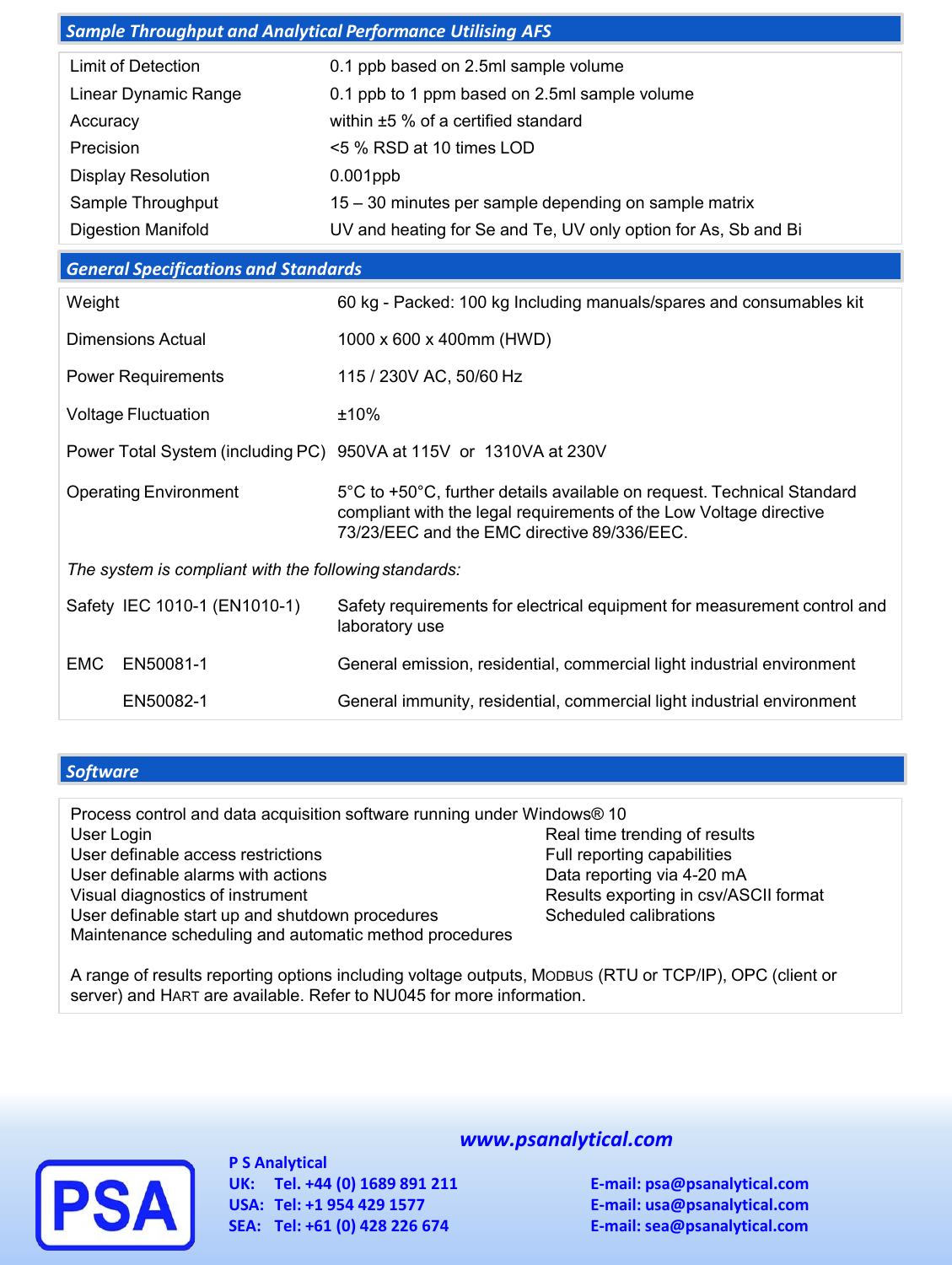## Sample Throughput and Analytical Performance Utilising AFS

| | |
|---|---|
| Limit of Detection | 0.1 ppb based on 2.5ml sample volume |
| Linear Dynamic Range | 0.1 ppb to 1 ppm based on 2.5ml sample volume |
| Accuracy | within ±5 % of a certified standard |
| Precision | <5 % RSD at 10 times LOD |
| Display Resolution | 0.001ppb |
| Sample Throughput | 15 – 30 minutes per sample depending on sample matrix |
| Digestion Manifold | UV and heating for Se and Te, UV only option for As, Sb and Bi |

## General Specifications and Standards

| | |
|---|---|
| Weight | 60 kg - Packed: 100 kg Including manuals/spares and consumables kit |
| Dimensions Actual | 1000 x 600 x 400mm (HWD) |
| Power Requirements | 115 / 230V AC, 50/60 Hz |
| Voltage Fluctuation | ±10% |
| Power Total System (including PC) | 950VA at 115V or 1310VA at 230V |
| Operating Environment | 5°C to +50°C, further details available on request. Technical Standard compliant with the legal requirements of the Low Voltage directive 73/23/EEC and the EMC directive 89/336/EEC. |

*The system is compliant with the following standards:*

| | |
|---|---|
| Safety IEC 1010-1 (EN1010-1) | Safety requirements for electrical equipment for measurement control and laboratory use |
| EMC EN50081-1 | General emission, residential, commercial light industrial environment |
| EN50082-1 | General immunity, residential, commercial light industrial environment |

## Software

Process control and data acquisition software running under Windows® 10

- User Login
- User definable access restrictions
- User definable alarms with actions
- Visual diagnostics of instrument
- User definable start up and shutdown procedures
- Maintenance scheduling and automatic method procedures
- Real time trending of results
- Full reporting capabilities
- Data reporting via 4-20 mA
- Results exporting in csv/ASCII format
- Scheduled calibrations

A range of results reporting options including voltage outputs, MODBUS (RTU or TCP/IP), OPC (client or server) and HART are available. Refer to NU045 for more information.

**www.psanalytical.com**

**P S Analytical**
**UK: Tel. +44 (0) 1689 891 211** — **E-mail: psa@psanalytical.com**
**USA: Tel: +1 954 429 1577** — **E-mail: usa@psanalytical.com**
**SEA: Tel: +61 (0) 428 226 674** — **E-mail: sea@psanalytical.com**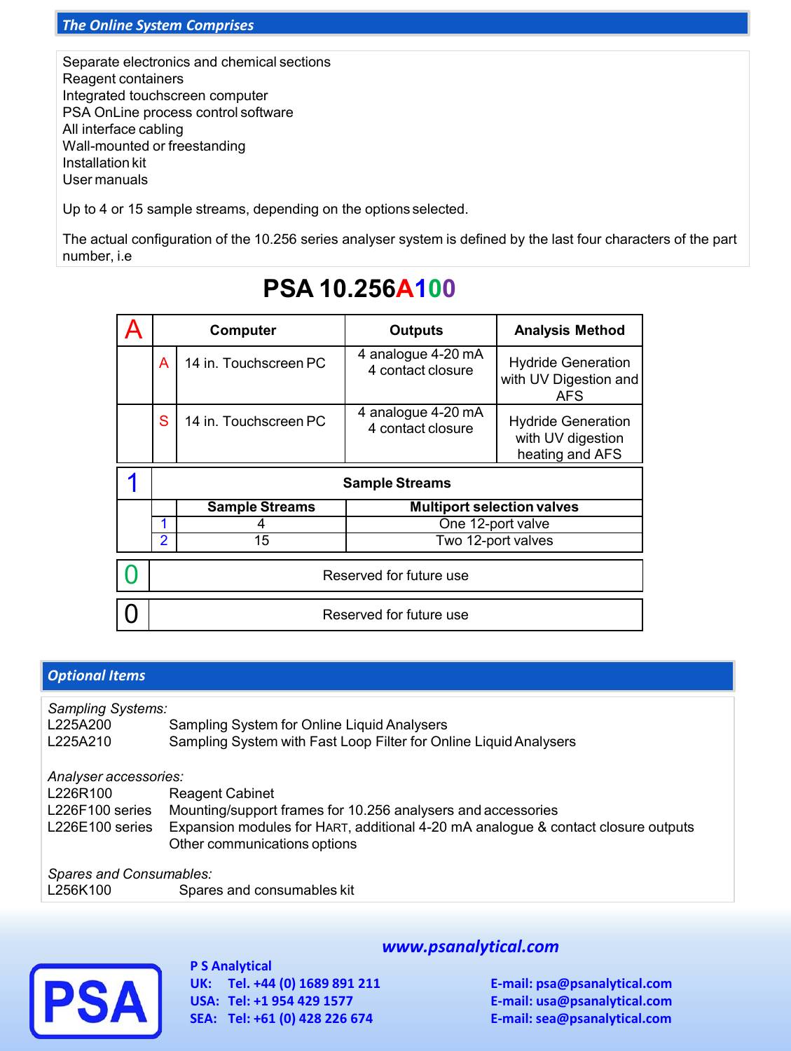## The Online System Comprises

Separate electronics and chemical sections
Reagent containers
Integrated touchscreen computer
PSA OnLine process control software
All interface cabling
Wall-mounted or freestanding
Installation kit
User manuals

Up to 4 or 15 sample streams, depending on the options selected.

The actual configuration of the 10.256 series analyser system is defined by the last four characters of the part number, i.e

# PSA 10.256A100

| A | | Computer | Outputs | Analysis Method |
|---|---|---|---|---|
| | A | 14 in. Touchscreen PC | 4 analogue 4-20 mA<br>4 contact closure | Hydride Generation with UV Digestion and AFS |
| | S | 14 in. Touchscreen PC | 4 analogue 4-20 mA<br>4 contact closure | Hydride Generation with UV digestion heating and AFS |

| 1 | | Sample Streams | |
|---|---|---|---|
| | | **Sample Streams** | **Multiport selection valves** |
| | 1 | 4 | One 12-port valve |
| | 2 | 15 | Two 12-port valves |

| 0 | Reserved for future use |
|---|---|

| 0 | Reserved for future use |
|---|---|

## Optional Items

*Sampling Systems:*

| | |
|---|---|
| L225A200 | Sampling System for Online Liquid Analysers |
| L225A210 | Sampling System with Fast Loop Filter for Online Liquid Analysers |

*Analyser accessories:*

| | |
|---|---|
| L226R100 | Reagent Cabinet |
| L226F100 series | Mounting/support frames for 10.256 analysers and accessories |
| L226E100 series | Expansion modules for HART, additional 4-20 mA analogue & contact closure outputs<br>Other communications options |

*Spares and Consumables:*

| | |
|---|---|
| L256K100 | Spares and consumables kit |

**www.psanalytical.com**

**P S Analytical**
**UK: Tel. +44 (0) 1689 891 211** — **E-mail: psa@psanalytical.com**
**USA: Tel: +1 954 429 1577** — **E-mail: usa@psanalytical.com**
**SEA: Tel: +61 (0) 428 226 674** — **E-mail: sea@psanalytical.com**